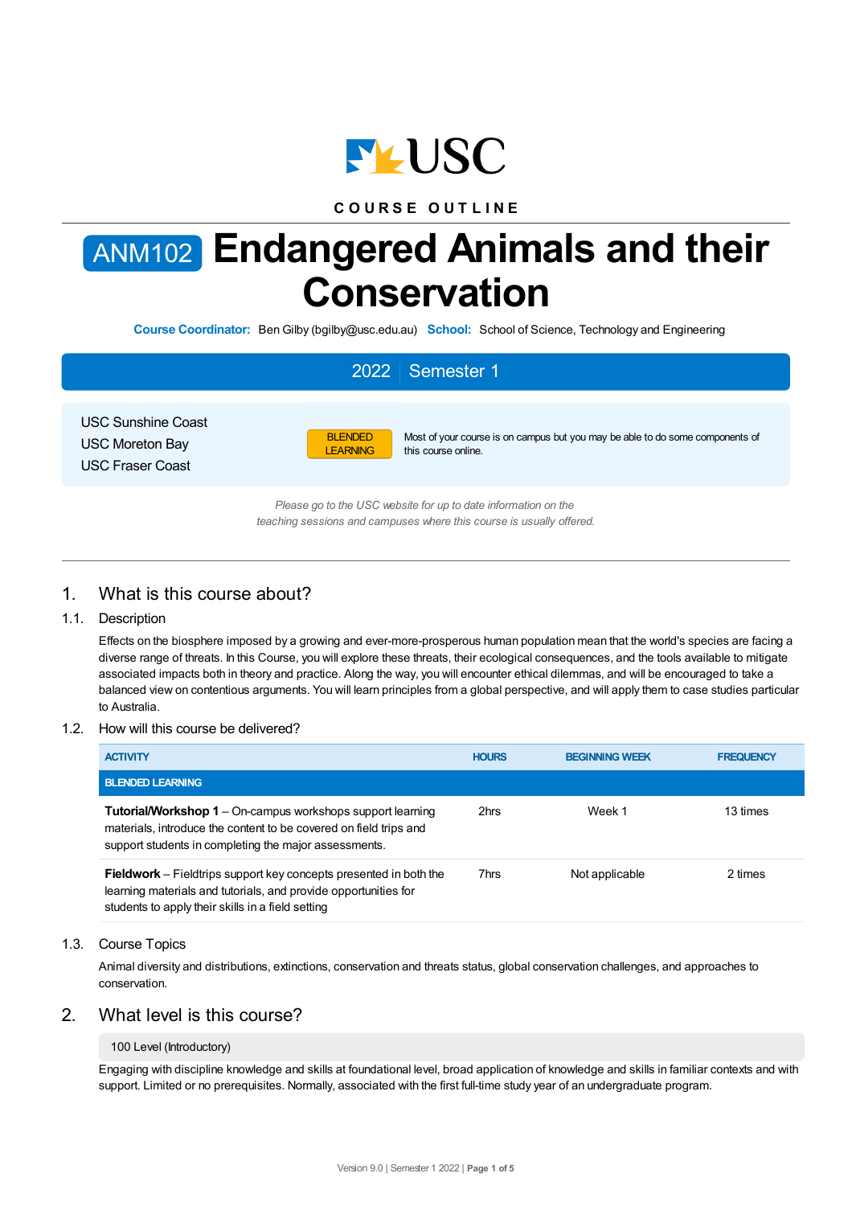USC

COURSE OUTLINE

# ANM102 Endangered Animals and their Conservation

**Course Coordinator:** Ben Gilby (bgilby@usc.edu.au) **School:** School of Science, Technology and Engineering

## 2022 | Semester 1

USC Sunshine Coast
USC Moreton Bay
USC Fraser Coast

BLENDED LEARNING

Most of your course is on campus but you may be able to do some components of this course online.

*Please go to the USC website for up to date information on the teaching sessions and campuses where this course is usually offered.*

## 1. What is this course about?

### 1.1. Description

Effects on the biosphere imposed by a growing and ever-more-prosperous human population mean that the world's species are facing a diverse range of threats. In this Course, you will explore these threats, their ecological consequences, and the tools available to mitigate associated impacts both in theory and practice. Along the way, you will encounter ethical dilemmas, and will be encouraged to take a balanced view on contentious arguments. You will learn principles from a global perspective, and will apply them to case studies particular to Australia.

### 1.2. How will this course be delivered?

| ACTIVITY | HOURS | BEGINNING WEEK | FREQUENCY |
|---|---|---|---|
| **BLENDED LEARNING** | | | |
| **Tutorial/Workshop 1** – On-campus workshops support learning materials, introduce the content to be covered on field trips and support students in completing the major assessments. | 2hrs | Week 1 | 13 times |
| **Fieldwork** – Fieldtrips support key concepts presented in both the learning materials and tutorials, and provide opportunities for students to apply their skills in a field setting | 7hrs | Not applicable | 2 times |

### 1.3. Course Topics

Animal diversity and distributions, extinctions, conservation and threats status, global conservation challenges, and approaches to conservation.

## 2. What level is this course?

100 Level (Introductory)

Engaging with discipline knowledge and skills at foundational level, broad application of knowledge and skills in familiar contexts and with support. Limited or no prerequisites. Normally, associated with the first full-time study year of an undergraduate program.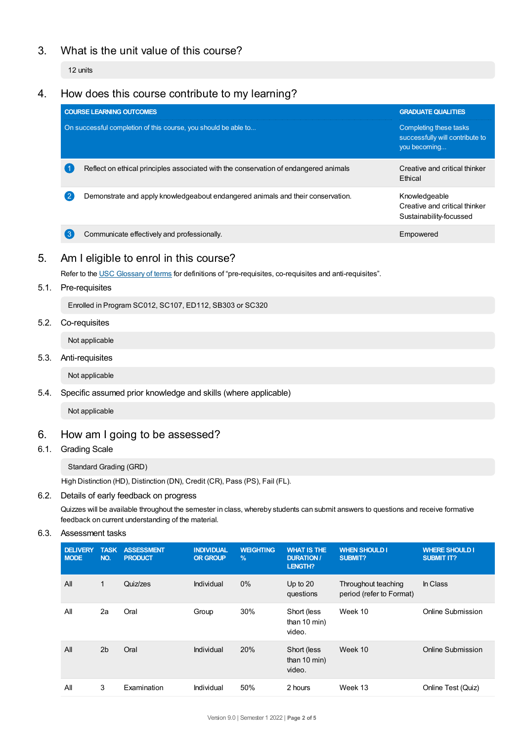## 3. What is the unit value of this course?

12 units

## 4. How does this course contribute to my learning?

| COURSE LEARNING OUTCOMES<br>On successful completion of this course, you should be able to... | GRADUATE QUALITIES<br>Completing these tasks successfully will contribute to you becoming... |
|---|---|
| 1 Reflect on ethical principles associated with the conservation of endangered animals | Creative and critical thinker<br>Ethical |
| 2 Demonstrate and apply knowledgeabout endangered animals and their conservation. | Knowledgeable<br>Creative and critical thinker<br>Sustainability-focussed |
| 3 Communicate effectively and professionally. | Empowered |

## 5. Am I eligible to enrol in this course?

Refer to the USC Glossary of terms for definitions of "pre-requisites, co-requisites and anti-requisites".

### 5.1. Pre-requisites

Enrolled in Program SC012, SC107, ED112, SB303 or SC320

### 5.2. Co-requisites

Not applicable

### 5.3. Anti-requisites

Not applicable

### 5.4. Specific assumed prior knowledge and skills (where applicable)

Not applicable

## 6. How am I going to be assessed?

### 6.1. Grading Scale

Standard Grading (GRD)

High Distinction (HD), Distinction (DN), Credit (CR), Pass (PS), Fail (FL).

### 6.2. Details of early feedback on progress

Quizzes will be available throughout the semester in class, whereby students can submit answers to questions and receive formative feedback on current understanding of the material.

### 6.3. Assessment tasks

| DELIVERY MODE | TASK NO. | ASSESSMENT PRODUCT | INDIVIDUAL OR GROUP | WEIGHTING % | WHAT IS THE DURATION / LENGTH? | WHEN SHOULD I SUBMIT? | WHERE SHOULD I SUBMIT IT? |
|---|---|---|---|---|---|---|---|
| All | 1 | Quiz/zes | Individual | 0% | Up to 20 questions | Throughout teaching period (refer to Format) | In Class |
| All | 2a | Oral | Group | 30% | Short (less than 10 min) video. | Week 10 | Online Submission |
| All | 2b | Oral | Individual | 20% | Short (less than 10 min) video. | Week 10 | Online Submission |
| All | 3 | Examination | Individual | 50% | 2 hours | Week 13 | Online Test (Quiz) |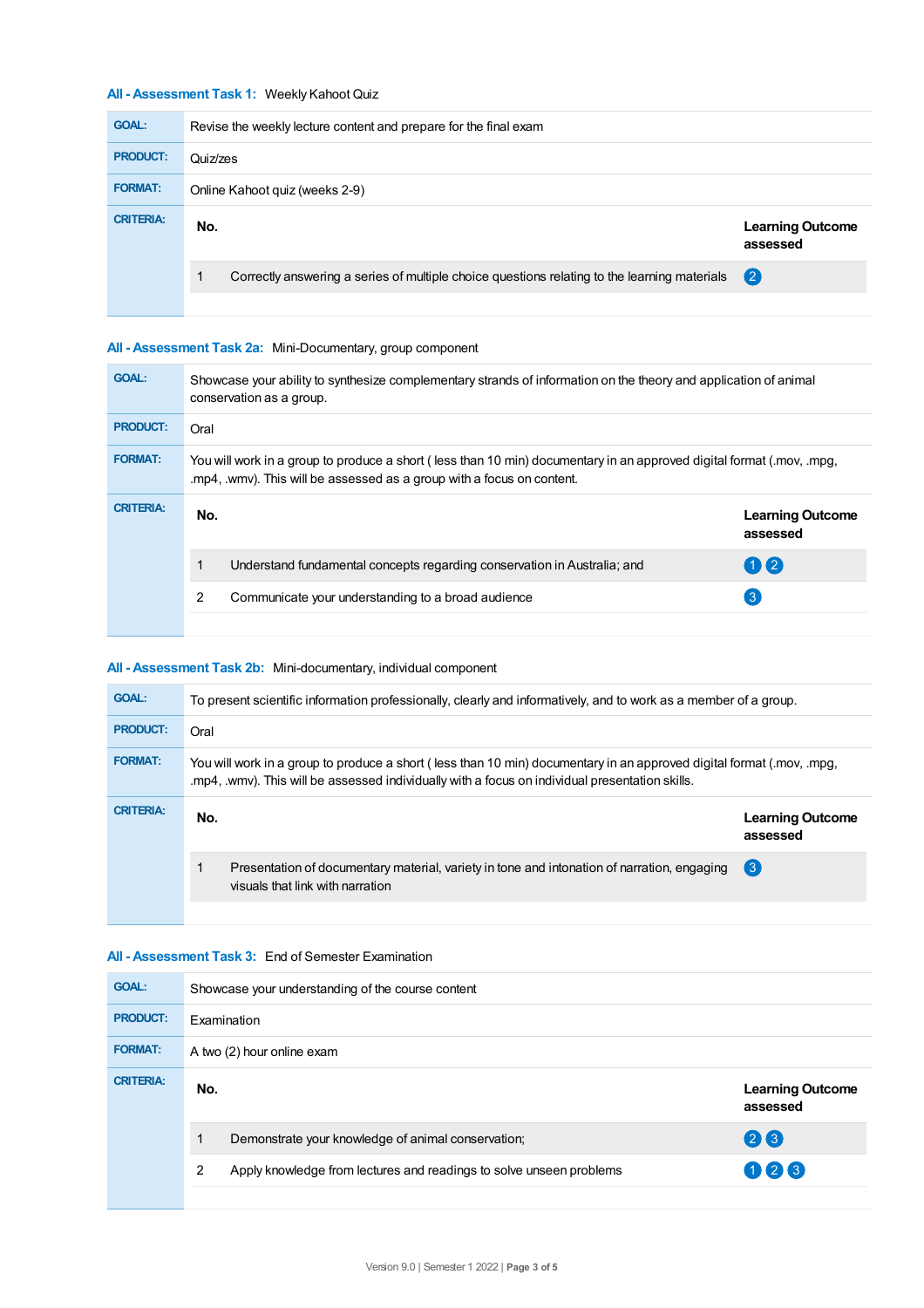### All - Assessment Task 1: Weekly Kahoot Quiz

**GOAL:** Revise the weekly lecture content and prepare for the final exam

**PRODUCT:** Quiz/zes

**FORMAT:** Online Kahoot quiz (weeks 2-9)

**CRITERIA:**

| No. | | Learning Outcome assessed |
|---|---|---|
| 1 | Correctly answering a series of multiple choice questions relating to the learning materials | 2 |

### All - Assessment Task 2a: Mini-Documentary, group component

**GOAL:** Showcase your ability to synthesize complementary strands of information on the theory and application of animal conservation as a group.

**PRODUCT:** Oral

**FORMAT:** You will work in a group to produce a short ( less than 10 min) documentary in an approved digital format (.mov, .mpg, .mp4, .wmv). This will be assessed as a group with a focus on content.

**CRITERIA:**

| No. | | Learning Outcome assessed |
|---|---|---|
| 1 | Understand fundamental concepts regarding conservation in Australia; and | 1 2 |
| 2 | Communicate your understanding to a broad audience | 3 |

### All - Assessment Task 2b: Mini-documentary, individual component

**GOAL:** To present scientific information professionally, clearly and informatively, and to work as a member of a group.

**PRODUCT:** Oral

**FORMAT:** You will work in a group to produce a short ( less than 10 min) documentary in an approved digital format (.mov, .mpg, .mp4, .wmv). This will be assessed individually with a focus on individual presentation skills.

**CRITERIA:**

| No. | | Learning Outcome assessed |
|---|---|---|
| 1 | Presentation of documentary material, variety in tone and intonation of narration, engaging visuals that link with narration | 3 |

### All - Assessment Task 3: End of Semester Examination

**GOAL:** Showcase your understanding of the course content

**PRODUCT:** Examination

**FORMAT:** A two (2) hour online exam

**CRITERIA:**

| No. | | Learning Outcome assessed |
|---|---|---|
| 1 | Demonstrate your knowledge of animal conservation; | 2 3 |
| 2 | Apply knowledge from lectures and readings to solve unseen problems | 1 2 3 |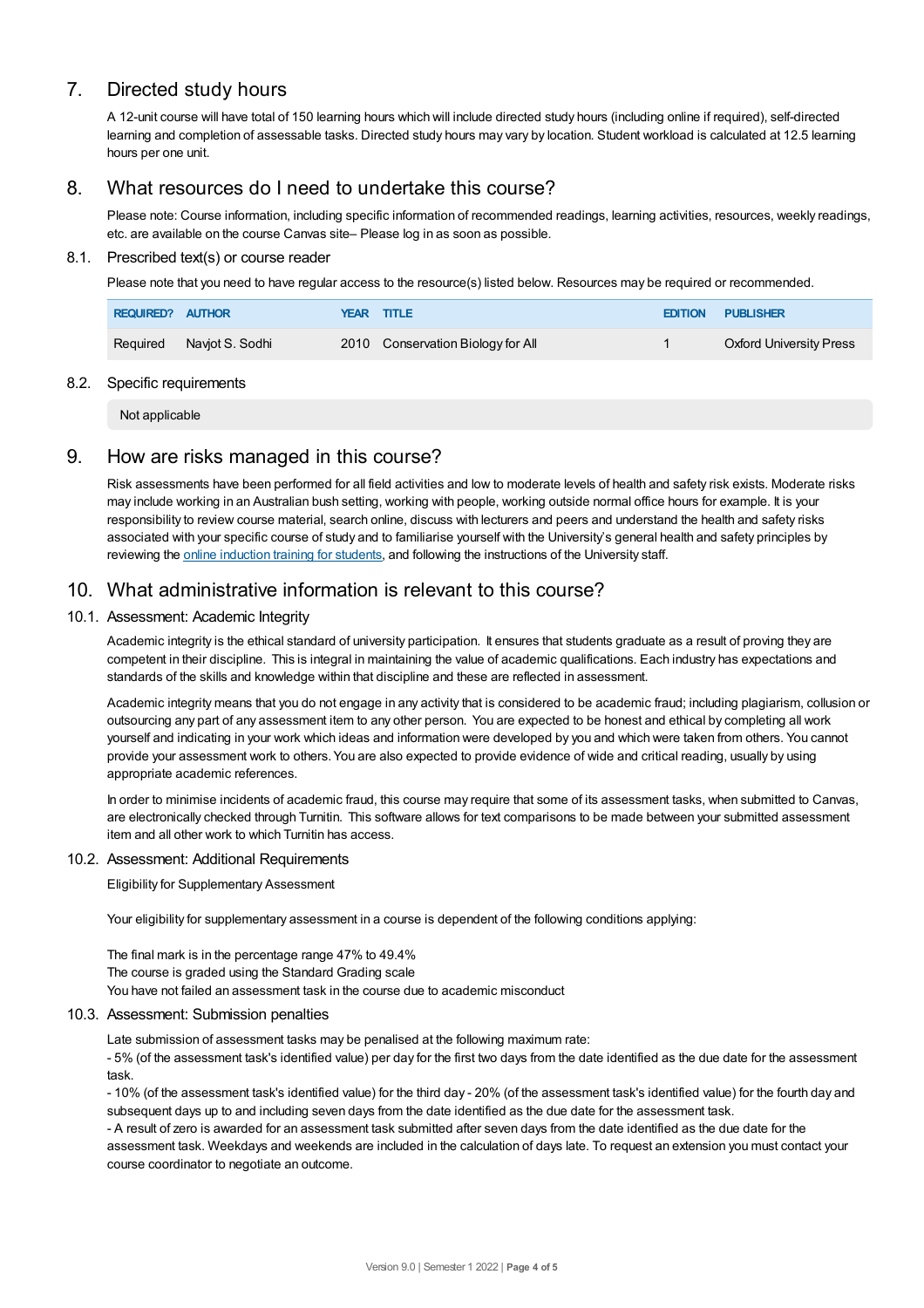## 7. Directed study hours

A 12-unit course will have total of 150 learning hours which will include directed study hours (including online if required), self-directed learning and completion of assessable tasks. Directed study hours may vary by location. Student workload is calculated at 12.5 learning hours per one unit.

## 8. What resources do I need to undertake this course?

Please note: Course information, including specific information of recommended readings, learning activities, resources, weekly readings, etc. are available on the course Canvas site– Please log in as soon as possible.

### 8.1. Prescribed text(s) or course reader

Please note that you need to have regular access to the resource(s) listed below. Resources may be required or recommended.

| REQUIRED? | AUTHOR | YEAR | TITLE | EDITION | PUBLISHER |
|---|---|---|---|---|---|
| Required | Navjot S. Sodhi | 2010 | Conservation Biology for All | 1 | Oxford University Press |

### 8.2. Specific requirements

Not applicable

## 9. How are risks managed in this course?

Risk assessments have been performed for all field activities and low to moderate levels of health and safety risk exists. Moderate risks may include working in an Australian bush setting, working with people, working outside normal office hours for example. It is your responsibility to review course material, search online, discuss with lecturers and peers and understand the health and safety risks associated with your specific course of study and to familiarise yourself with the University's general health and safety principles by reviewing the online induction training for students, and following the instructions of the University staff.

## 10. What administrative information is relevant to this course?

### 10.1. Assessment: Academic Integrity

Academic integrity is the ethical standard of university participation. It ensures that students graduate as a result of proving they are competent in their discipline. This is integral in maintaining the value of academic qualifications. Each industry has expectations and standards of the skills and knowledge within that discipline and these are reflected in assessment.

Academic integrity means that you do not engage in any activity that is considered to be academic fraud; including plagiarism, collusion or outsourcing any part of any assessment item to any other person. You are expected to be honest and ethical by completing all work yourself and indicating in your work which ideas and information were developed by you and which were taken from others. You cannot provide your assessment work to others. You are also expected to provide evidence of wide and critical reading, usually by using appropriate academic references.

In order to minimise incidents of academic fraud, this course may require that some of its assessment tasks, when submitted to Canvas, are electronically checked through Turnitin. This software allows for text comparisons to be made between your submitted assessment item and all other work to which Turnitin has access.

### 10.2. Assessment: Additional Requirements

Eligibility for Supplementary Assessment

Your eligibility for supplementary assessment in a course is dependent of the following conditions applying:

The final mark is in the percentage range 47% to 49.4%
The course is graded using the Standard Grading scale
You have not failed an assessment task in the course due to academic misconduct

### 10.3. Assessment: Submission penalties

Late submission of assessment tasks may be penalised at the following maximum rate:
- 5% (of the assessment task's identified value) per day for the first two days from the date identified as the due date for the assessment task.
- 10% (of the assessment task's identified value) for the third day - 20% (of the assessment task's identified value) for the fourth day and subsequent days up to and including seven days from the date identified as the due date for the assessment task.
- A result of zero is awarded for an assessment task submitted after seven days from the date identified as the due date for the assessment task. Weekdays and weekends are included in the calculation of days late. To request an extension you must contact your course coordinator to negotiate an outcome.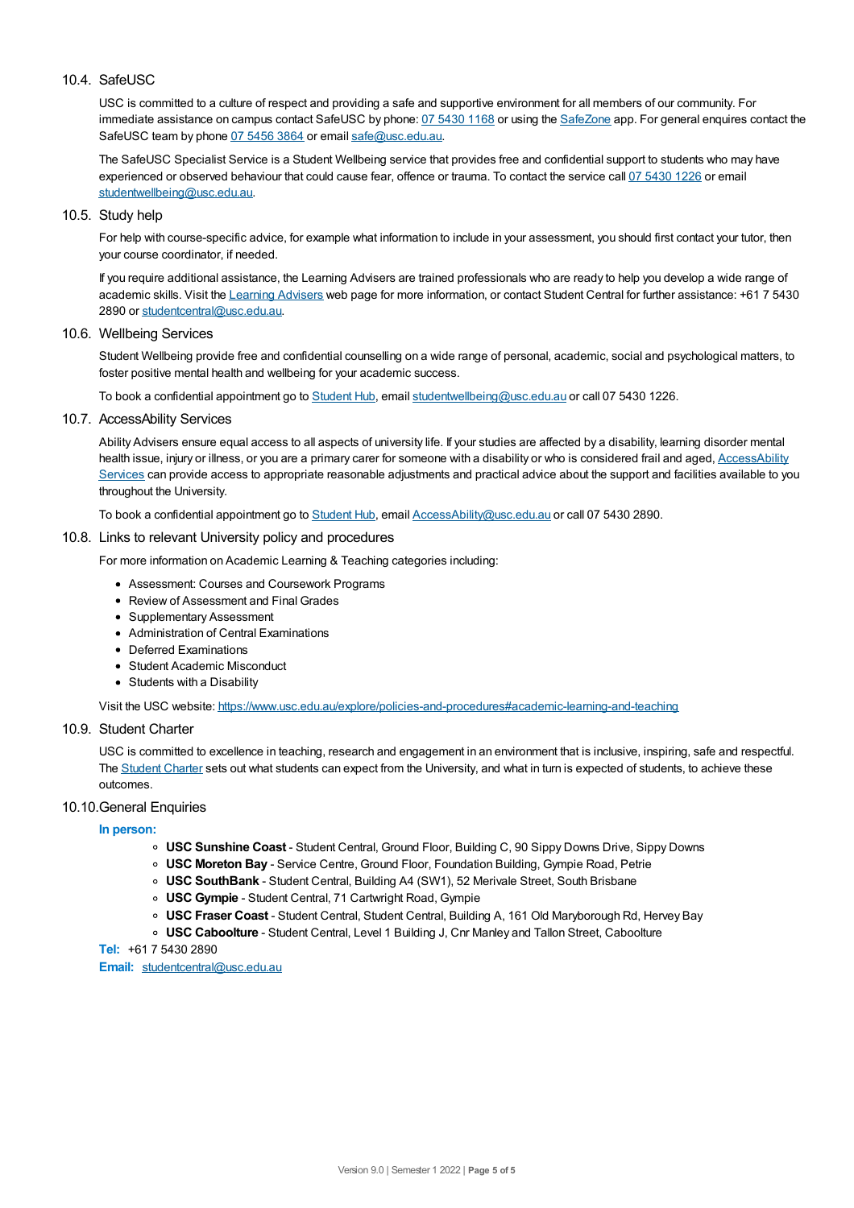### 10.4. SafeUSC

USC is committed to a culture of respect and providing a safe and supportive environment for all members of our community. For immediate assistance on campus contact SafeUSC by phone: 07 5430 1168 or using the SafeZone app. For general enquires contact the SafeUSC team by phone 07 5456 3864 or email safe@usc.edu.au.

The SafeUSC Specialist Service is a Student Wellbeing service that provides free and confidential support to students who may have experienced or observed behaviour that could cause fear, offence or trauma. To contact the service call 07 5430 1226 or email studentwellbeing@usc.edu.au.

### 10.5. Study help

For help with course-specific advice, for example what information to include in your assessment, you should first contact your tutor, then your course coordinator, if needed.

If you require additional assistance, the Learning Advisers are trained professionals who are ready to help you develop a wide range of academic skills. Visit the Learning Advisers web page for more information, or contact Student Central for further assistance: +61 7 5430 2890 or studentcentral@usc.edu.au.

### 10.6. Wellbeing Services

Student Wellbeing provide free and confidential counselling on a wide range of personal, academic, social and psychological matters, to foster positive mental health and wellbeing for your academic success.

To book a confidential appointment go to Student Hub, email studentwellbeing@usc.edu.au or call 07 5430 1226.

### 10.7. AccessAbility Services

Ability Advisers ensure equal access to all aspects of university life. If your studies are affected by a disability, learning disorder mental health issue, injury or illness, or you are a primary carer for someone with a disability or who is considered frail and aged, AccessAbility Services can provide access to appropriate reasonable adjustments and practical advice about the support and facilities available to you throughout the University.

To book a confidential appointment go to Student Hub, email AccessAbility@usc.edu.au or call 07 5430 2890.

### 10.8. Links to relevant University policy and procedures

For more information on Academic Learning & Teaching categories including:

- Assessment: Courses and Coursework Programs
- Review of Assessment and Final Grades
- Supplementary Assessment
- Administration of Central Examinations
- Deferred Examinations
- Student Academic Misconduct
- Students with a Disability

Visit the USC website: https://www.usc.edu.au/explore/policies-and-procedures#academic-learning-and-teaching

### 10.9. Student Charter

USC is committed to excellence in teaching, research and engagement in an environment that is inclusive, inspiring, safe and respectful. The Student Charter sets out what students can expect from the University, and what in turn is expected of students, to achieve these outcomes.

### 10.10. General Enquiries

**In person:**

- **USC Sunshine Coast** - Student Central, Ground Floor, Building C, 90 Sippy Downs Drive, Sippy Downs
- **USC Moreton Bay** - Service Centre, Ground Floor, Foundation Building, Gympie Road, Petrie
- **USC SouthBank** - Student Central, Building A4 (SW1), 52 Merivale Street, South Brisbane
- **USC Gympie** - Student Central, 71 Cartwright Road, Gympie
- **USC Fraser Coast** - Student Central, Student Central, Building A, 161 Old Maryborough Rd, Hervey Bay
- **USC Caboolture** - Student Central, Level 1 Building J, Cnr Manley and Tallon Street, Caboolture

**Tel:** +61 7 5430 2890

**Email:** studentcentral@usc.edu.au